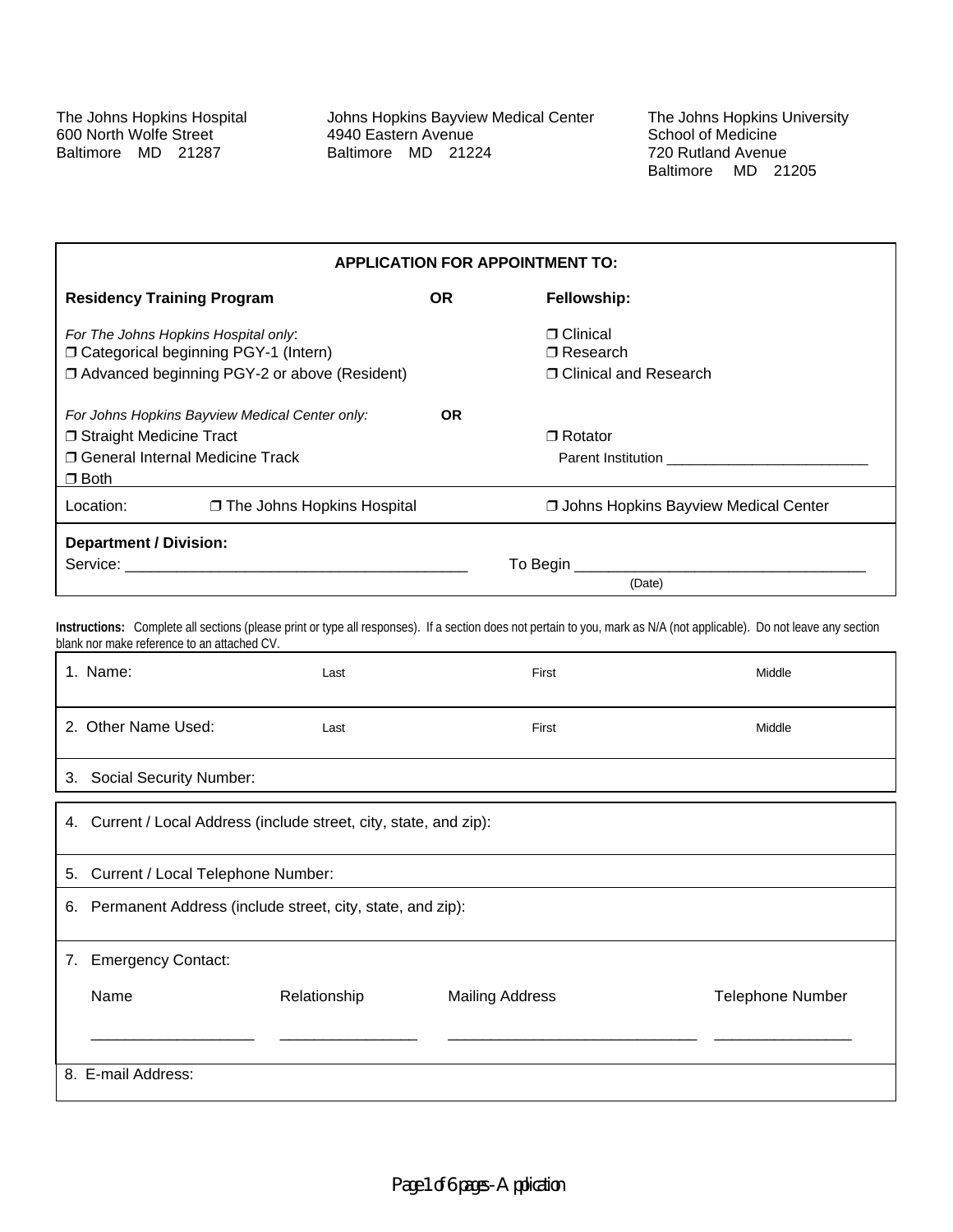The Johns Hopkins Hospital
600 North Wolfe Street
Baltimore MD 21287

Johns Hopkins Bayview Medical Center
4940 Eastern Avenue
Baltimore MD 21224

The Johns Hopkins University
School of Medicine
720 Rutland Avenue
Baltimore MD 21205

## APPLICATION FOR APPOINTMENT TO:

**Residency Training Program** **OR** **Fellowship:**

*For The Johns Hopkins Hospital only*:
❐ Categorical beginning PGY-1 (Intern)
❐ Advanced beginning PGY-2 or above (Resident)

❐ Clinical
❐ Research
❐ Clinical and Research

*For Johns Hopkins Bayview Medical Center only:* **OR**
❐ Straight Medicine Tract
❐ General Internal Medicine Track
❐ Both

❐ Rotator
Parent Institution _________________________

Location: ❐ The Johns Hopkins Hospital ❐ Johns Hopkins Bayview Medical Center

**Department / Division:**
Service: ________________________________________ To Begin __________________________________
(Date)

**Instructions:** Complete all sections (please print or type all responses). If a section does not pertain to you, mark as N/A (not applicable). Do not leave any section blank nor make reference to an attached CV.

1. Name: Last First Middle

2. Other Name Used: Last First Middle

3. Social Security Number:

4. Current / Local Address (include street, city, state, and zip):

5. Current / Local Telephone Number:

6. Permanent Address (include street, city, state, and zip):

7. Emergency Contact:

| Name | Relationship | Mailing Address | Telephone Number |
|---|---|---|---|
| ___________________ | ________________ | ______________________________ | ________________ |

8. E-mail Address: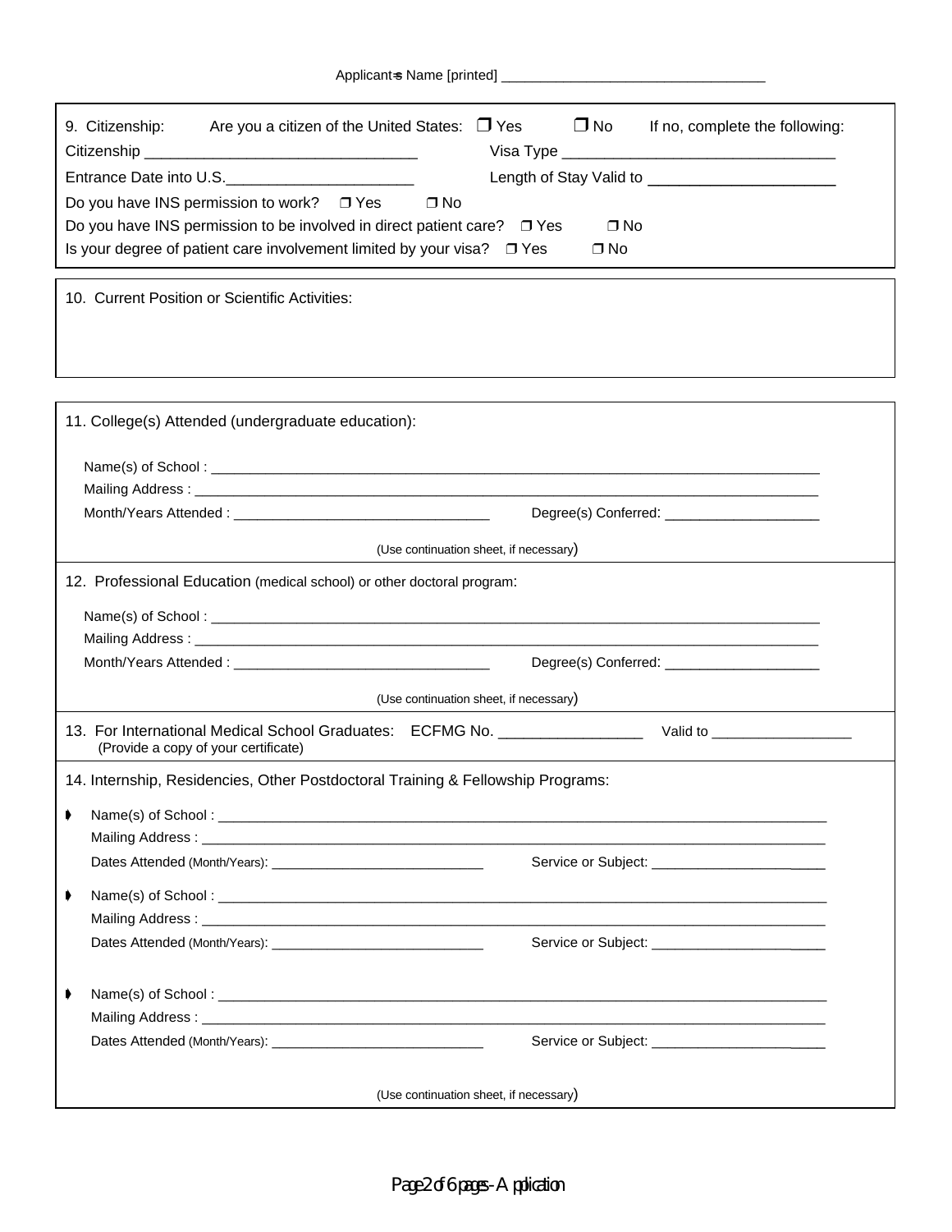Applicant=s Name [printed] ___________________________________

9. Citizenship: Are you a citizen of the United States: ❒ Yes ❒ No If no, complete the following:

Citizenship ________________________________ Visa Type ________________________________

Entrance Date into U.S.______________________ Length of Stay Valid to ______________________

Do you have INS permission to work? ❒ Yes ❒ No

Do you have INS permission to be involved in direct patient care? ❒ Yes ❒ No

Is your degree of patient care involvement limited by your visa? ❒ Yes ❒ No

10. Current Position or Scientific Activities:

11. College(s) Attended (undergraduate education):

Name(s) of School : ________________________________________________________________________________

Mailing Address : ________________________________________________________________________________

Month/Years Attended : _________________________________ Degree(s) Conferred: ____________________

(Use continuation sheet, if necessary)

12. Professional Education (medical school) or other doctoral program:

Name(s) of School : ________________________________________________________________________________

Mailing Address : ________________________________________________________________________________

Month/Years Attended : _________________________________ Degree(s) Conferred: ____________________

(Use continuation sheet, if necessary)

13. For International Medical School Graduates: ECFMG No. __________________ Valid to __________________
(Provide a copy of your certificate)

14. Internship, Residencies, Other Postdoctoral Training & Fellowship Programs:

- Name(s) of School : ________________________________________________________________________________

  Mailing Address : ________________________________________________________________________________

  Dates Attended (Month/Years): _____________________________ Service or Subject: _______________________

- Name(s) of School : ________________________________________________________________________________

  Mailing Address : ________________________________________________________________________________

  Dates Attended (Month/Years): _____________________________ Service or Subject: _______________________

- Name(s) of School : ________________________________________________________________________________

  Mailing Address : ________________________________________________________________________________

  Dates Attended (Month/Years): _____________________________ Service or Subject: _______________________

(Use continuation sheet, if necessary)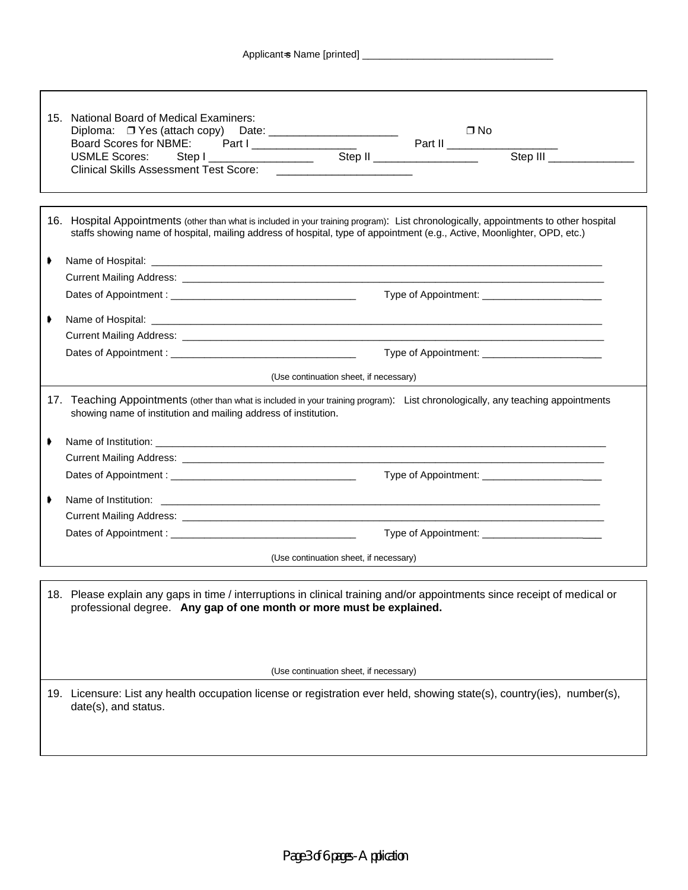Applicant=s Name [printed] ___________________________________

15. National Board of Medical Examiners:
    Diploma: ❒ Yes (attach copy) Date: _____________________ ❒ No
    Board Scores for NBME: Part I _________________ Part II __________________
    USMLE Scores: Step I _________________ Step II _________________ Step III ______________
    Clinical Skills Assessment Test Score: ______________________

16. Hospital Appointments (other than what is included in your training program): List chronologically, appointments to other hospital staffs showing name of hospital, mailing address of hospital, type of appointment (e.g., Active, Moonlighter, OPD, etc.)

- Name of Hospital: ________________________________________________________________________________
  Current Mailing Address: ____________________________________________________________________________
  Dates of Appointment : _________________________________ Type of Appointment: ______________________

- Name of Hospital: ________________________________________________________________________________
  Current Mailing Address: ____________________________________________________________________________
  Dates of Appointment : _________________________________ Type of Appointment: ______________________

(Use continuation sheet, if necessary)

17. Teaching Appointments (other than what is included in your training program): List chronologically, any teaching appointments showing name of institution and mailing address of institution.

- Name of Institution: _______________________________________________________________________________
  Current Mailing Address: ____________________________________________________________________________
  Dates of Appointment : _________________________________ Type of Appointment: ______________________

- Name of Institution: _______________________________________________________________________________
  Current Mailing Address: ____________________________________________________________________________
  Dates of Appointment : _________________________________ Type of Appointment: ______________________

(Use continuation sheet, if necessary)

18. Please explain any gaps in time / interruptions in clinical training and/or appointments since receipt of medical or professional degree. **Any gap of one month or more must be explained.**

(Use continuation sheet, if necessary)

19. Licensure: List any health occupation license or registration ever held, showing state(s), country(ies), number(s), date(s), and status.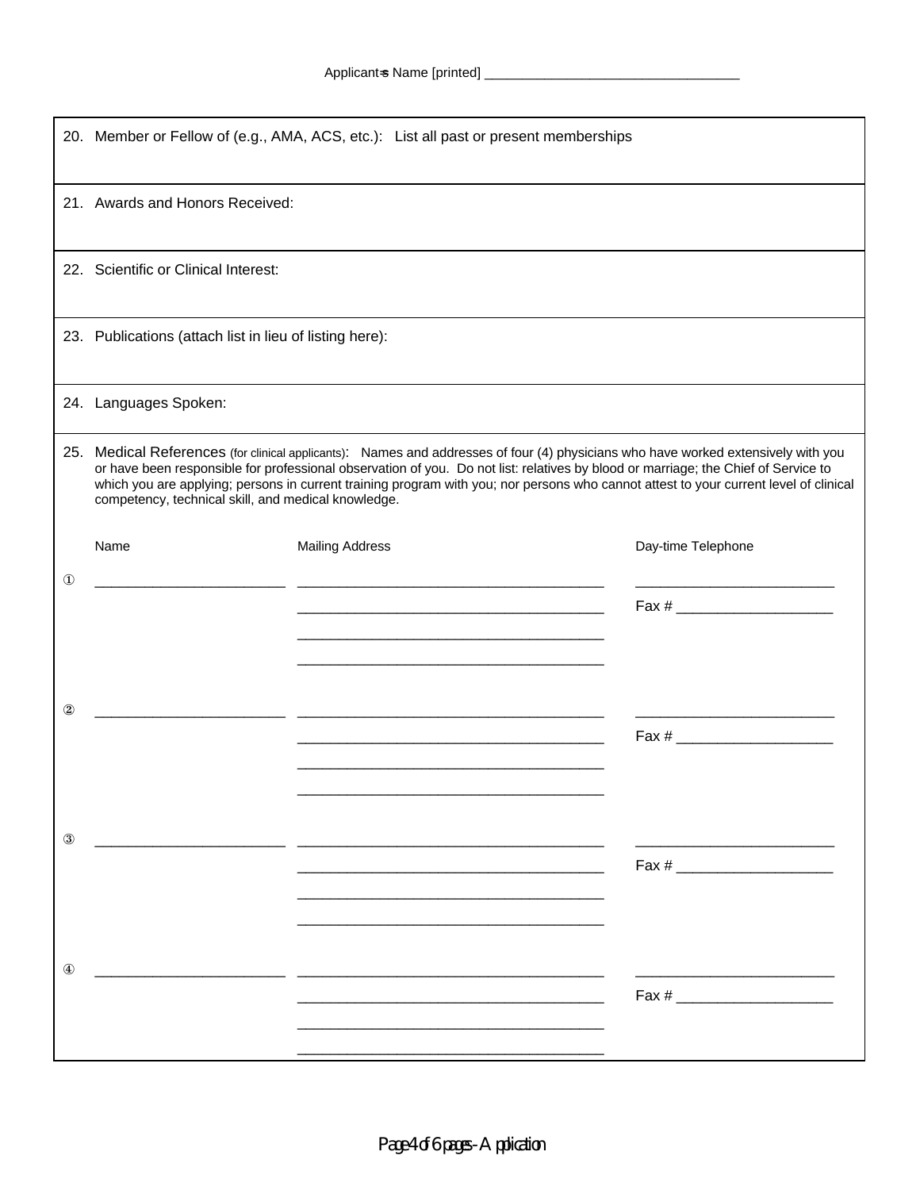Applicant=s Name [printed] ___________________________________

20. Member or Fellow of (e.g., AMA, ACS, etc.): List all past or present memberships

21. Awards and Honors Received:

22. Scientific or Clinical Interest:

23. Publications (attach list in lieu of listing here):

24. Languages Spoken:

25. Medical References (for clinical applicants): Names and addresses of four (4) physicians who have worked extensively with you or have been responsible for professional observation of you. Do not list: relatives by blood or marriage; the Chief of Service to which you are applying; persons in current training program with you; nor persons who cannot attest to your current level of clinical competency, technical skill, and medical knowledge.

| | Name | Mailing Address | Day-time Telephone |
|---|---|---|---|
| ① | ________________________ | ______________________________________ | _________________________ |
| | | ______________________________________ | Fax # ___________________ |
| | | ______________________________________ | |
| | | ______________________________________ | |
| ② | ________________________ | ______________________________________ | _________________________ |
| | | ______________________________________ | Fax # ___________________ |
| | | ______________________________________ | |
| | | ______________________________________ | |
| ③ | ________________________ | ______________________________________ | _________________________ |
| | | ______________________________________ | Fax # ___________________ |
| | | ______________________________________ | |
| | | ______________________________________ | |
| ④ | ________________________ | ______________________________________ | _________________________ |
| | | ______________________________________ | Fax # ___________________ |
| | | ______________________________________ | |
| | | ______________________________________ | |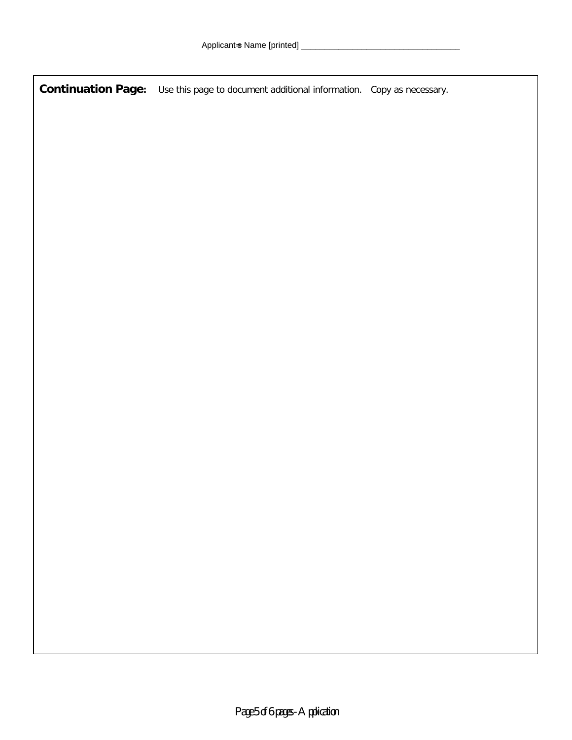Applicant=s Name [printed] ____________________________________

**Continuation Page:** Use this page to document additional information. Copy as necessary.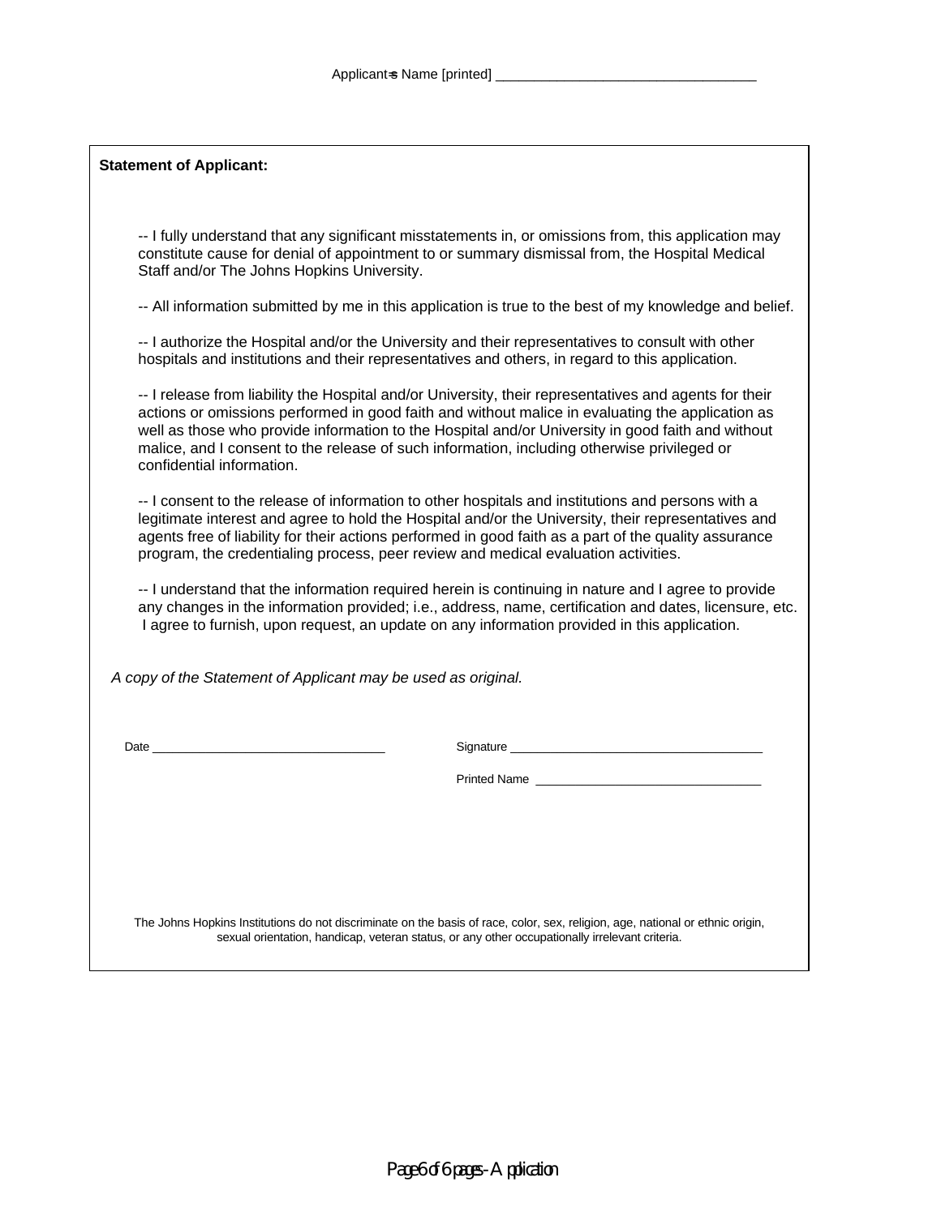Applicant=s Name [printed] ___________________________________

**Statement of Applicant:**

-- I fully understand that any significant misstatements in, or omissions from, this application may constitute cause for denial of appointment to or summary dismissal from, the Hospital Medical Staff and/or The Johns Hopkins University.

-- All information submitted by me in this application is true to the best of my knowledge and belief.

-- I authorize the Hospital and/or the University and their representatives to consult with other hospitals and institutions and their representatives and others, in regard to this application.

-- I release from liability the Hospital and/or University, their representatives and agents for their actions or omissions performed in good faith and without malice in evaluating the application as well as those who provide information to the Hospital and/or University in good faith and without malice, and I consent to the release of such information, including otherwise privileged or confidential information.

-- I consent to the release of information to other hospitals and institutions and persons with a legitimate interest and agree to hold the Hospital and/or the University, their representatives and agents free of liability for their actions performed in good faith as a part of the quality assurance program, the credentialing process, peer review and medical evaluation activities.

-- I understand that the information required herein is continuing in nature and I agree to provide any changes in the information provided; i.e., address, name, certification and dates, licensure, etc. I agree to furnish, upon request, an update on any information provided in this application.

*A copy of the Statement of Applicant may be used as original.*

Date ___________________________________ Signature ______________________________________

Printed Name ___________________________________

The Johns Hopkins Institutions do not discriminate on the basis of race, color, sex, religion, age, national or ethnic origin, sexual orientation, handicap, veteran status, or any other occupationally irrelevant criteria.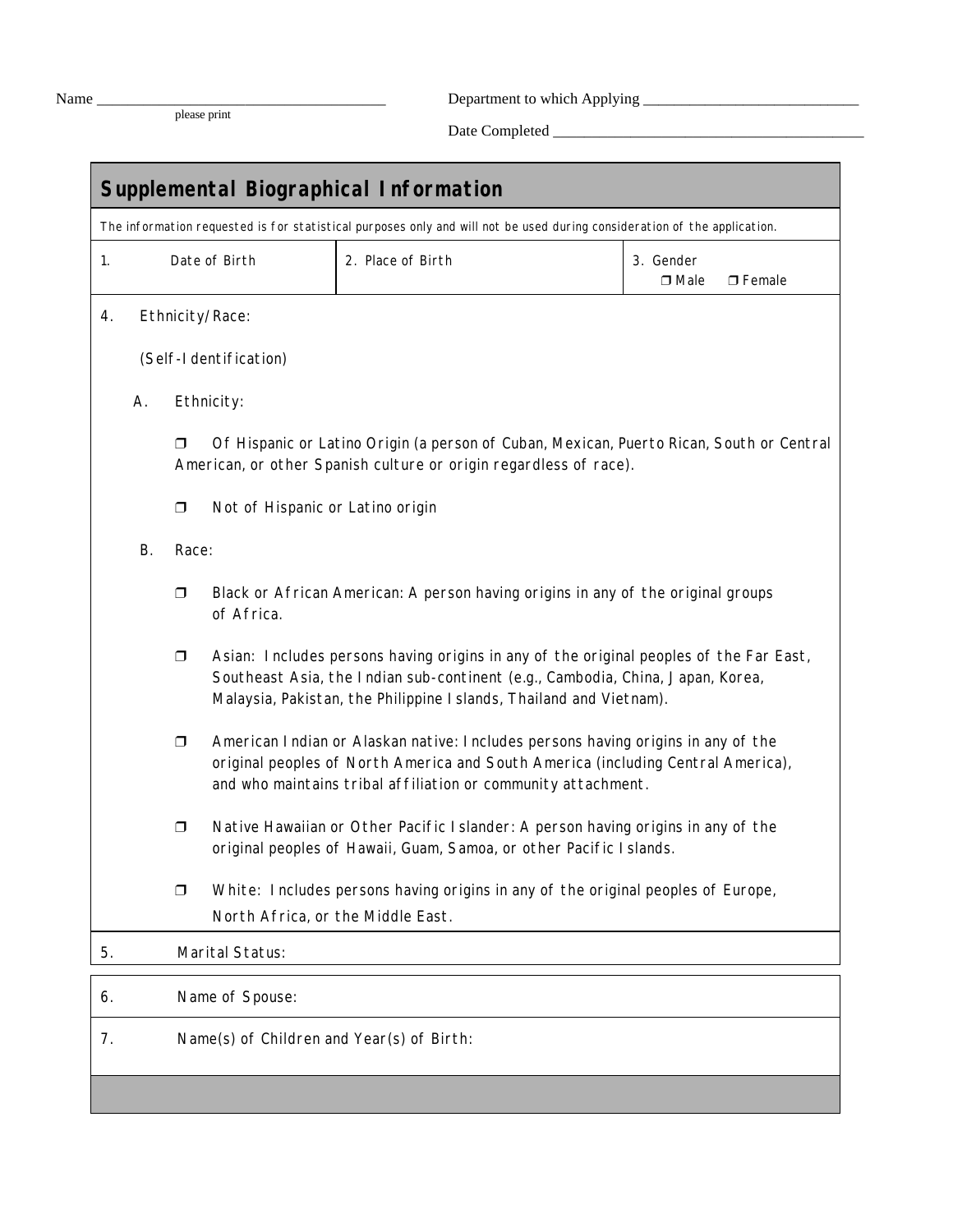Name ______________________________________
please print

Department to which Applying ____________________________

Date Completed ________________________________________

## Supplemental Biographical Information

*The information requested is for statistical purposes only and will not be used during consideration of the application.*

| 1. Date of Birth | 2. Place of Birth | 3. Gender ❒ Male ❒ Female |
|---|---|---|

4. Ethnicity/Race:

(Self-Identification)

A. Ethnicity:

❒ Of Hispanic or Latino Origin (a person of Cuban, Mexican, Puerto Rican, South or Central American, or other Spanish culture or origin regardless of race).

❒ Not of Hispanic or Latino origin

B. Race:

❒ Black or African American: A person having origins in any of the original groups of Africa.

❒ Asian: Includes persons having origins in any of the original peoples of the Far East, Southeast Asia, the Indian sub-continent (e.g., Cambodia, China, Japan, Korea, Malaysia, Pakistan, the Philippine Islands, Thailand and Vietnam).

❒ American Indian or Alaskan native: Includes persons having origins in any of the original peoples of North America and South America (including Central America), and who maintains tribal affiliation or community attachment.

❒ Native Hawaiian or Other Pacific Islander: A person having origins in any of the original peoples of Hawaii, Guam, Samoa, or other Pacific Islands.

❒ White: Includes persons having origins in any of the original peoples of Europe, North Africa, or the Middle East.

5. Marital Status:

6. Name of Spouse:

7. Name(s) of Children and Year(s) of Birth: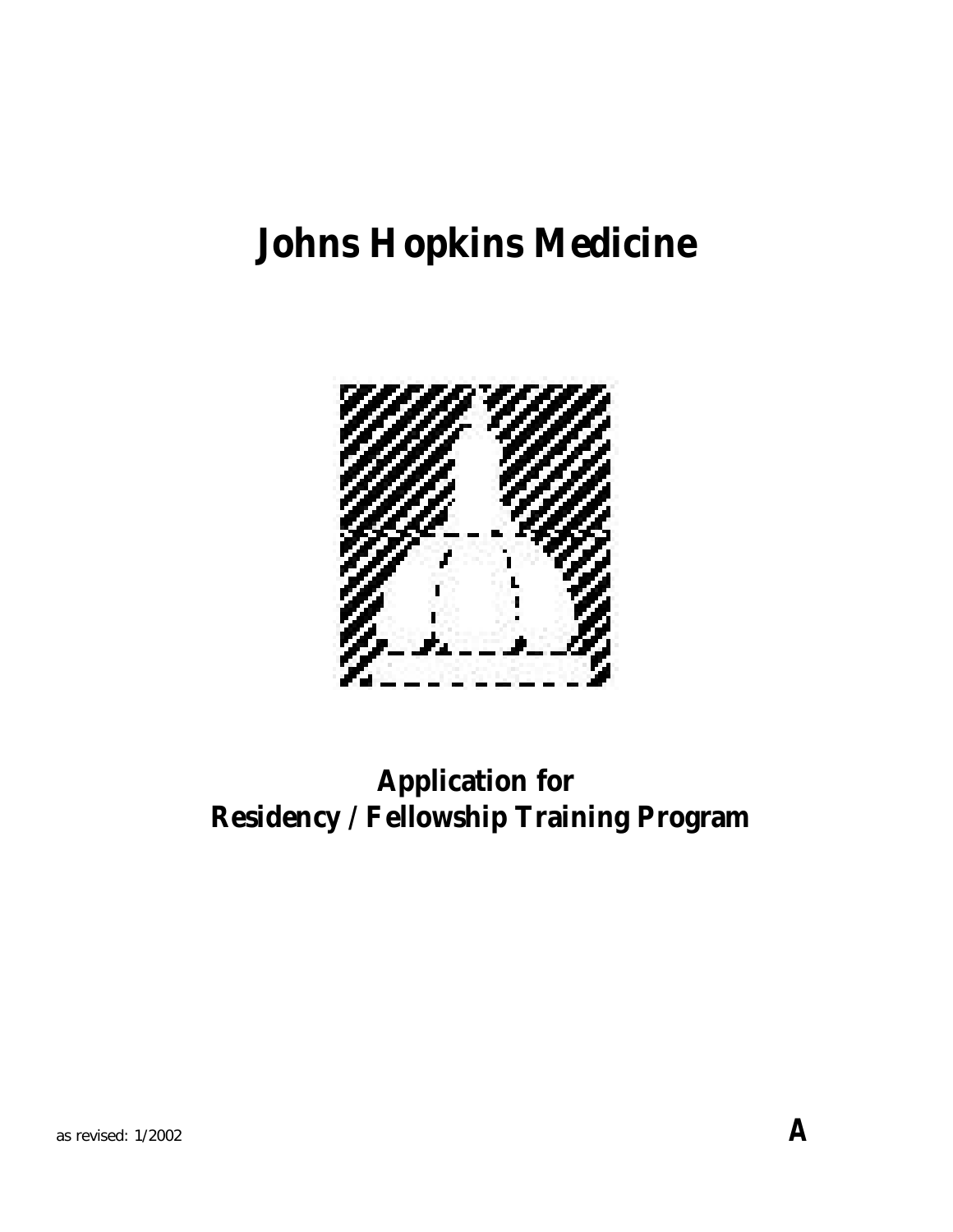# Johns Hopkins Medicine

## Application for
## Residency / Fellowship Training Program

as revised: 1/2002

**A**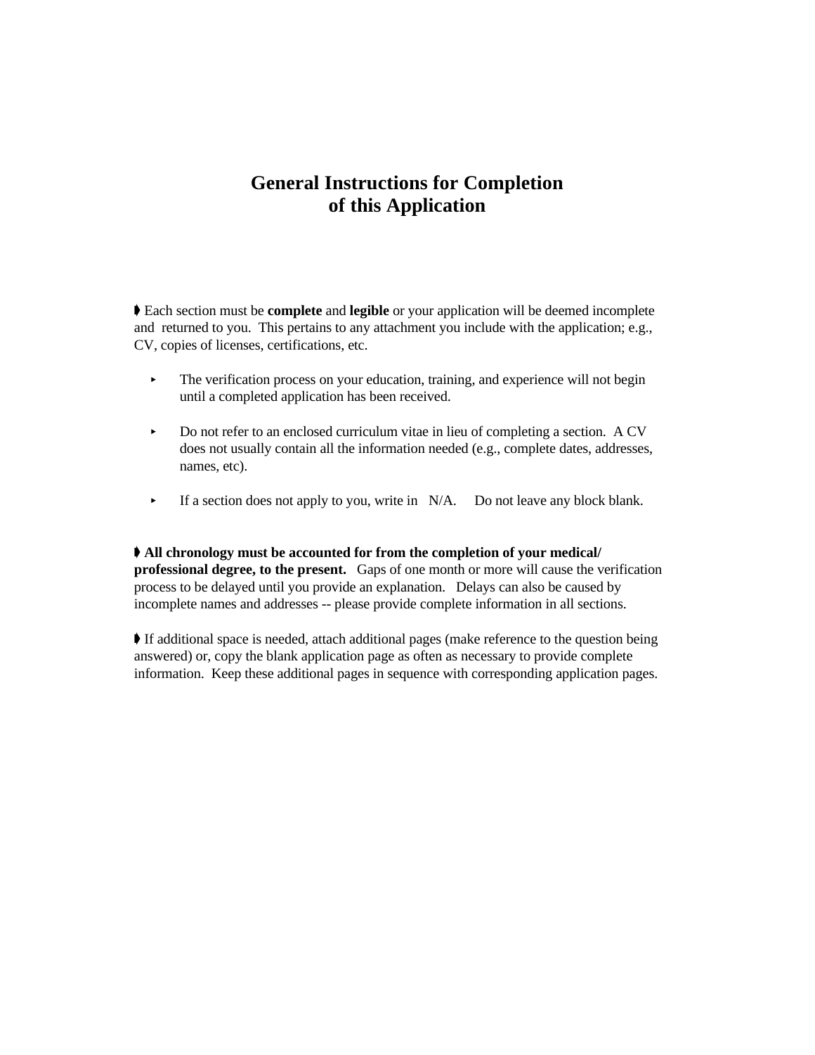# General Instructions for Completion of this Application

- Each section must be **complete** and **legible** or your application will be deemed incomplete and returned to you. This pertains to any attachment you include with the application; e.g., CV, copies of licenses, certifications, etc.

    - The verification process on your education, training, and experience will not begin until a completed application has been received.

    - Do not refer to an enclosed curriculum vitae in lieu of completing a section. A CV does not usually contain all the information needed (e.g., complete dates, addresses, names, etc).

    - If a section does not apply to you, write in N/A. Do not leave any block blank.

- **All chronology must be accounted for from the completion of your medical/ professional degree, to the present.** Gaps of one month or more will cause the verification process to be delayed until you provide an explanation. Delays can also be caused by incomplete names and addresses -- please provide complete information in all sections.

- If additional space is needed, attach additional pages (make reference to the question being answered) or, copy the blank application page as often as necessary to provide complete information. Keep these additional pages in sequence with corresponding application pages.